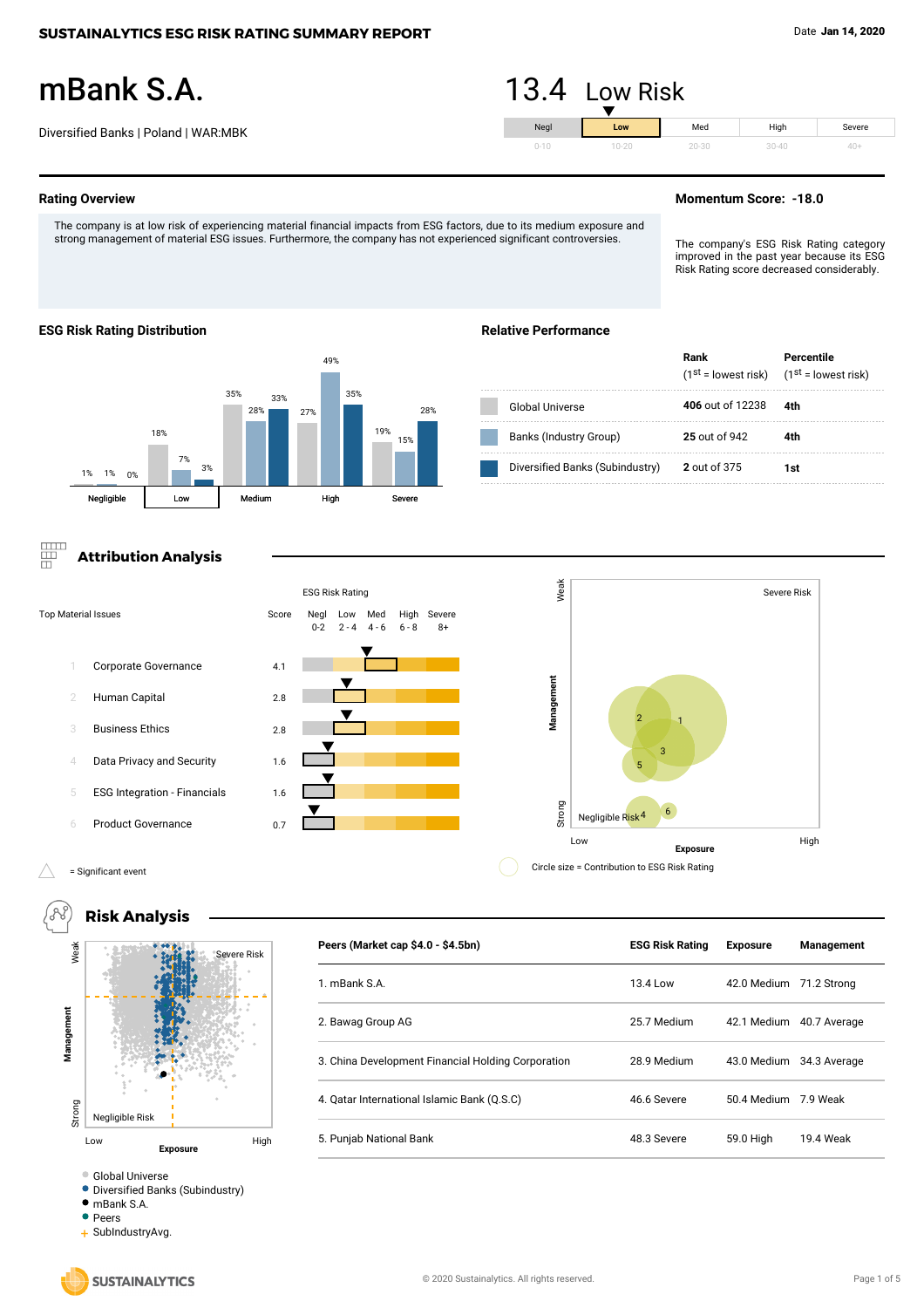**SUSTAINALYTICS ESG RISK RATING SUMMARY REPORT**

Date **Jan 14, 2020**

# mBank S.A.

Diversified Banks | Poland | WAR:MBK

## 13.4 Low Risk

| Negl | Low | Med | High | Severe |
|---|---|---|---|---|
| 0-10 | 10-20 | 20-30 | 30-40 | 40+ |

## Rating Overview

The company is at low risk of experiencing material financial impacts from ESG factors, due to its medium exposure and strong management of material ESG issues. Furthermore, the company has not experienced significant controversies.

## Momentum Score: -18.0

The company's ESG Risk Rating category improved in the past year because its ESG Risk Rating score decreased considerably.

## ESG Risk Rating Distribution

| | Negligible | | | Low | | | Medium | | | High | | | Severe | | |
|---|---|---|---|---|---|---|---|---|---|---|---|---|---|---|---|
| Global Universe | 1% | | | 18% | | | 35% | | | 27% | | | 19% | | |
| Banks (Industry Group) | | 1% | | | 7% | | | 28% | | | 49% | | | 15% | |
| Diversified Banks (Subindustry) | | | 0% | | | 3% | | | 33% | | | 35% | | | 28% |

## Relative Performance

| | Rank (1st = lowest risk) | Percentile (1st = lowest risk) |
|---|---|---|
| Global Universe | **406** out of 12238 | **4th** |
| Banks (Industry Group) | **25** out of 942 | **4th** |
| Diversified Banks (Subindustry) | **2** out of 375 | **1st** |

## Attribution Analysis

| | Top Material Issues | Score | ESG Risk Rating |
|---|---|---|---|
| 1 | Corporate Governance | 4.1 | Med |
| 2 | Human Capital | 2.8 | Low |
| 3 | Business Ethics | 2.8 | Low |
| 4 | Data Privacy and Security | 1.6 | Negl |
| 5 | ESG Integration - Financials | 1.6 | Negl |
| 6 | Product Governance | 0.7 | Negl |

ESG Risk Rating scale: Negl 0-2, Low 2-4, Med 4-6, High 6-8, Severe 8+

△ = Significant event

Circle size = Contribution to ESG Risk Rating

## Risk Analysis

Legend: Global Universe; Diversified Banks (Subindustry); mBank S.A.; Peers; SubIndustryAvg.

| Peers (Market cap $4.0 - $4.5bn) | ESG Risk Rating | Exposure | Management |
|---|---|---|---|
| 1. mBank S.A. | 13.4 Low | 42.0 Medium | 71.2 Strong |
| 2. Bawag Group AG | 25.7 Medium | 42.1 Medium | 40.7 Average |
| 3. China Development Financial Holding Corporation | 28.9 Medium | 43.0 Medium | 34.3 Average |
| 4. Qatar International Islamic Bank (Q.S.C) | 46.6 Severe | 50.4 Medium | 7.9 Weak |
| 5. Punjab National Bank | 48.3 Severe | 59.0 High | 19.4 Weak |

© 2020 Sustainalytics. All rights reserved.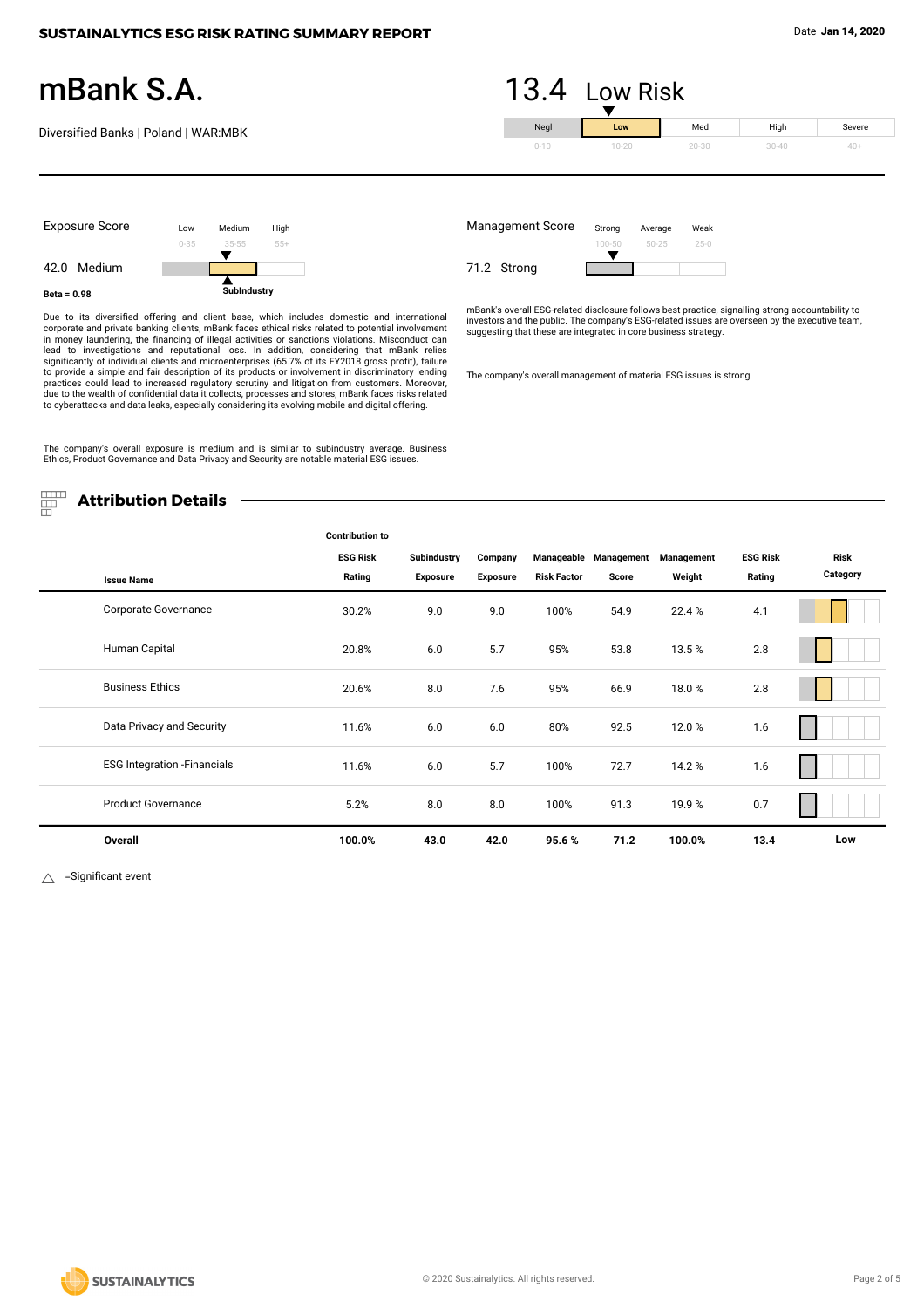**SUSTAINALYTICS ESG RISK RATING SUMMARY REPORT**

Date **Jan 14, 2020**

# mBank S.A.

Diversified Banks | Poland | WAR:MBK

## 13.4 Low Risk

| Negl | **Low** | Med | High | Severe |
|---|---|---|---|---|
| 0-10 | 10-20 | 20-30 | 30-40 | 40+ |

### Exposure Score

| Low | Medium | High |
|---|---|---|
| 0-35 | 35-55 | 55+ |

42.0 Medium

SubIndustry

**Beta = 0.98**

Due to its diversified offering and client base, which includes domestic and international corporate and private banking clients, mBank faces ethical risks related to potential involvement in money laundering, the financing of illegal activities or sanctions violations. Misconduct can lead to investigations and reputational loss. In addition, considering that mBank relies significantly of individual clients and microenterprises (65.7% of its FY2018 gross profit), failure to provide a simple and fair description of its products or involvement in discriminatory lending practices could lead to increased regulatory scrutiny and litigation from customers. Moreover, due to the wealth of confidential data it collects, processes and stores, mBank faces risks related to cyberattacks and data leaks, especially considering its evolving mobile and digital offering.

The company's overall exposure is medium and is similar to subindustry average. Business Ethics, Product Governance and Data Privacy and Security are notable material ESG issues.

### Management Score

| Strong | Average | Weak |
|---|---|---|
| 100-50 | 50-25 | 25-0 |

71.2 Strong

mBank's overall ESG-related disclosure follows best practice, signalling strong accountability to investors and the public. The company's ESG-related issues are overseen by the executive team, suggesting that these are integrated in core business strategy.

The company's overall management of material ESG issues is strong.

## Attribution Details

| Issue Name | Contribution to ESG Risk Rating | Subindustry Exposure | Company Exposure | Manageable Risk Factor | Management Score | Management Weight | ESG Risk Rating | Risk Category |
|---|---|---|---|---|---|---|---|---|
| Corporate Governance | 30.2% | 9.0 | 9.0 | 100% | 54.9 | 22.4 % | 4.1 | |
| Human Capital | 20.8% | 6.0 | 5.7 | 95% | 53.8 | 13.5 % | 2.8 | |
| Business Ethics | 20.6% | 8.0 | 7.6 | 95% | 66.9 | 18.0 % | 2.8 | |
| Data Privacy and Security | 11.6% | 6.0 | 6.0 | 80% | 92.5 | 12.0 % | 1.6 | |
| ESG Integration -Financials | 11.6% | 6.0 | 5.7 | 100% | 72.7 | 14.2 % | 1.6 | |
| Product Governance | 5.2% | 8.0 | 8.0 | 100% | 91.3 | 19.9 % | 0.7 | |
| **Overall** | **100.0%** | **43.0** | **42.0** | **95.6 %** | **71.2** | **100.0%** | **13.4** | **Low** |

△ =Significant event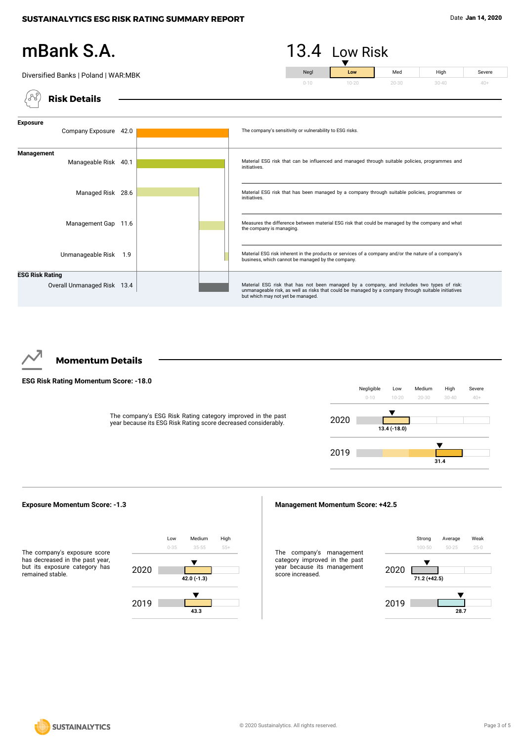**SUSTAINALYTICS ESG RISK RATING SUMMARY REPORT**

Date **Jan 14, 2020**

# mBank S.A.

Diversified Banks | Poland | WAR:MBK

**13.4 Low Risk**

| Negl | Low | Med | High | Severe |
|---|---|---|---|---|
| 0-10 | 10-20 | 20-30 | 30-40 | 40+ |

## Risk Details

| | | Value | Description |
|---|---|---|---|
| **Exposure** | Company Exposure | 42.0 | The company's sensitivity or vulnerability to ESG risks. |
| **Management** | Manageable Risk | 40.1 | Material ESG risk that can be influenced and managed through suitable policies, programmes and initiatives. |
| | Managed Risk | 28.6 | Material ESG risk that has been managed by a company through suitable policies, programmes or initiatives. |
| | Management Gap | 11.6 | Measures the difference between material ESG risk that could be managed by the company and what the company is managing. |
| | Unmanageable Risk | 1.9 | Material ESG risk inherent in the products or services of a company and/or the nature of a company's business, which cannot be managed by the company. |
| **ESG Risk Rating** | Overall Unmanaged Risk | 13.4 | Material ESG risk that has not been managed by a company, and includes two types of risk: unmanageable risk, as well as risks that could be managed by a company through suitable initiatives but which may not yet be managed. |

## Momentum Details

**ESG Risk Rating Momentum Score: -18.0**

The company's ESG Risk Rating category improved in the past year because its ESG Risk Rating score decreased considerably.

| | Negligible (0-10) | Low (10-20) | Medium (20-30) | High (30-40) | Severe (40+) |
|---|---|---|---|---|---|
| 2020 | | 13.4 (-18.0) | | | |
| 2019 | | | | 31.4 | |

**Exposure Momentum Score: -1.3**

The company's exposure score has decreased in the past year, but its exposure category has remained stable.

| | Low (0-35) | Medium (35-55) | High (55+) |
|---|---|---|---|
| 2020 | | 42.0 (-1.3) | |
| 2019 | | 43.3 | |

**Management Momentum Score: +42.5**

The company's management category improved in the past year because its management score increased.

| | Strong (100-50) | Average (50-25) | Weak (25-0) |
|---|---|---|---|
| 2020 | 71.2 (+42.5) | | |
| 2019 | | 28.7 | |

© 2020 Sustainalytics. All rights reserved.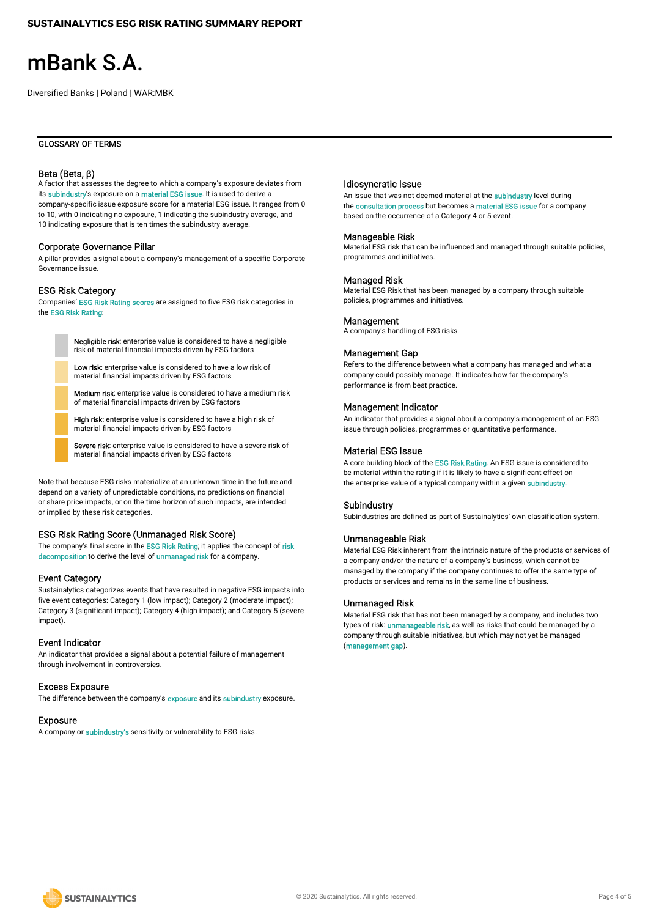# mBank S.A.

Diversified Banks | Poland | WAR:MBK

## GLOSSARY OF TERMS

### Beta (Beta, β)

A factor that assesses the degree to which a company's exposure deviates from its subindustry's exposure on a material ESG issue. It is used to derive a company-specific issue exposure score for a material ESG issue. It ranges from 0 to 10, with 0 indicating no exposure, 1 indicating the subindustry average, and 10 indicating exposure that is ten times the subindustry average.

### Corporate Governance Pillar

A pillar provides a signal about a company's management of a specific Corporate Governance issue.

### ESG Risk Category

Companies' ESG Risk Rating scores are assigned to five ESG risk categories in the ESG Risk Rating:

- **Negligible risk**: enterprise value is considered to have a negligible risk of material financial impacts driven by ESG factors
- **Low risk**: enterprise value is considered to have a low risk of material financial impacts driven by ESG factors
- **Medium risk**: enterprise value is considered to have a medium risk of material financial impacts driven by ESG factors
- **High risk**: enterprise value is considered to have a high risk of material financial impacts driven by ESG factors
- **Severe risk**: enterprise value is considered to have a severe risk of material financial impacts driven by ESG factors

Note that because ESG risks materialize at an unknown time in the future and depend on a variety of unpredictable conditions, no predictions on financial or share price impacts, or on the time horizon of such impacts, are intended or implied by these risk categories.

### ESG Risk Rating Score (Unmanaged Risk Score)

The company's final score in the ESG Risk Rating; it applies the concept of risk decomposition to derive the level of unmanaged risk for a company.

### Event Category

Sustainalytics categorizes events that have resulted in negative ESG impacts into five event categories: Category 1 (low impact); Category 2 (moderate impact); Category 3 (significant impact); Category 4 (high impact); and Category 5 (severe impact).

### Event Indicator

An indicator that provides a signal about a potential failure of management through involvement in controversies.

### Excess Exposure

The difference between the company's exposure and its subindustry exposure.

### Exposure

A company or subindustry's sensitivity or vulnerability to ESG risks.

### Idiosyncratic Issue

An issue that was not deemed material at the subindustry level during the consultation process but becomes a material ESG issue for a company based on the occurrence of a Category 4 or 5 event.

### Manageable Risk

Material ESG risk that can be influenced and managed through suitable policies, programmes and initiatives.

### Managed Risk

Material ESG Risk that has been managed by a company through suitable policies, programmes and initiatives.

### Management

A company's handling of ESG risks.

### Management Gap

Refers to the difference between what a company has managed and what a company could possibly manage. It indicates how far the company's performance is from best practice.

### Management Indicator

An indicator that provides a signal about a company's management of an ESG issue through policies, programmes or quantitative performance.

### Material ESG Issue

A core building block of the ESG Risk Rating. An ESG issue is considered to be material within the rating if it is likely to have a significant effect on the enterprise value of a typical company within a given subindustry.

### Subindustry

Subindustries are defined as part of Sustainalytics' own classification system.

### Unmanageable Risk

Material ESG Risk inherent from the intrinsic nature of the products or services of a company and/or the nature of a company's business, which cannot be managed by the company if the company continues to offer the same type of products or services and remains in the same line of business.

### Unmanaged Risk

Material ESG risk that has not been managed by a company, and includes two types of risk: unmanageable risk, as well as risks that could be managed by a company through suitable initiatives, but which may not yet be managed (management gap).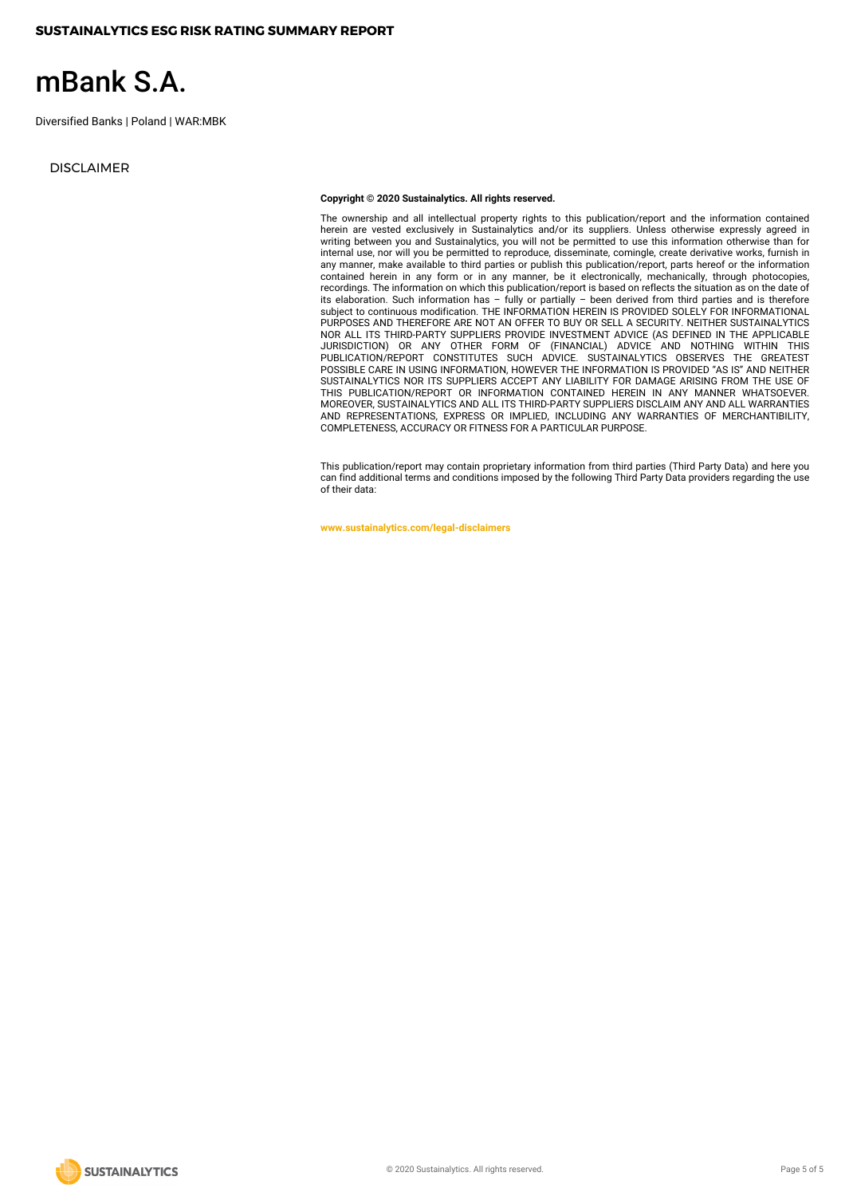# mBank S.A.

Diversified Banks | Poland | WAR:MBK

## DISCLAIMER

**Copyright © 2020 Sustainalytics. All rights reserved.**

The ownership and all intellectual property rights to this publication/report and the information contained herein are vested exclusively in Sustainalytics and/or its suppliers. Unless otherwise expressly agreed in writing between you and Sustainalytics, you will not be permitted to use this information otherwise than for internal use, nor will you be permitted to reproduce, disseminate, comingle, create derivative works, furnish in any manner, make available to third parties or publish this publication/report, parts hereof or the information contained herein in any form or in any manner, be it electronically, mechanically, through photocopies, recordings. The information on which this publication/report is based on reflects the situation as on the date of its elaboration. Such information has – fully or partially – been derived from third parties and is therefore subject to continuous modification. THE INFORMATION HEREIN IS PROVIDED SOLELY FOR INFORMATIONAL PURPOSES AND THEREFORE ARE NOT AN OFFER TO BUY OR SELL A SECURITY. NEITHER SUSTAINALYTICS NOR ALL ITS THIRD-PARTY SUPPLIERS PROVIDE INVESTMENT ADVICE (AS DEFINED IN THE APPLICABLE JURISDICTION) OR ANY OTHER FORM OF (FINANCIAL) ADVICE AND NOTHING WITHIN THIS PUBLICATION/REPORT CONSTITUTES SUCH ADVICE. SUSTAINALYTICS OBSERVES THE GREATEST POSSIBLE CARE IN USING INFORMATION, HOWEVER THE INFORMATION IS PROVIDED "AS IS" AND NEITHER SUSTAINALYTICS NOR ITS SUPPLIERS ACCEPT ANY LIABILITY FOR DAMAGE ARISING FROM THE USE OF THIS PUBLICATION/REPORT OR INFORMATION CONTAINED HEREIN IN ANY MANNER WHATSOEVER. MOREOVER, SUSTAINALYTICS AND ALL ITS THIRD-PARTY SUPPLIERS DISCLAIM ANY AND ALL WARRANTIES AND REPRESENTATIONS, EXPRESS OR IMPLIED, INCLUDING ANY WARRANTIES OF MERCHANTIBILITY, COMPLETENESS, ACCURACY OR FITNESS FOR A PARTICULAR PURPOSE.

This publication/report may contain proprietary information from third parties (Third Party Data) and here you can find additional terms and conditions imposed by the following Third Party Data providers regarding the use of their data:

**www.sustainalytics.com/legal-disclaimers**